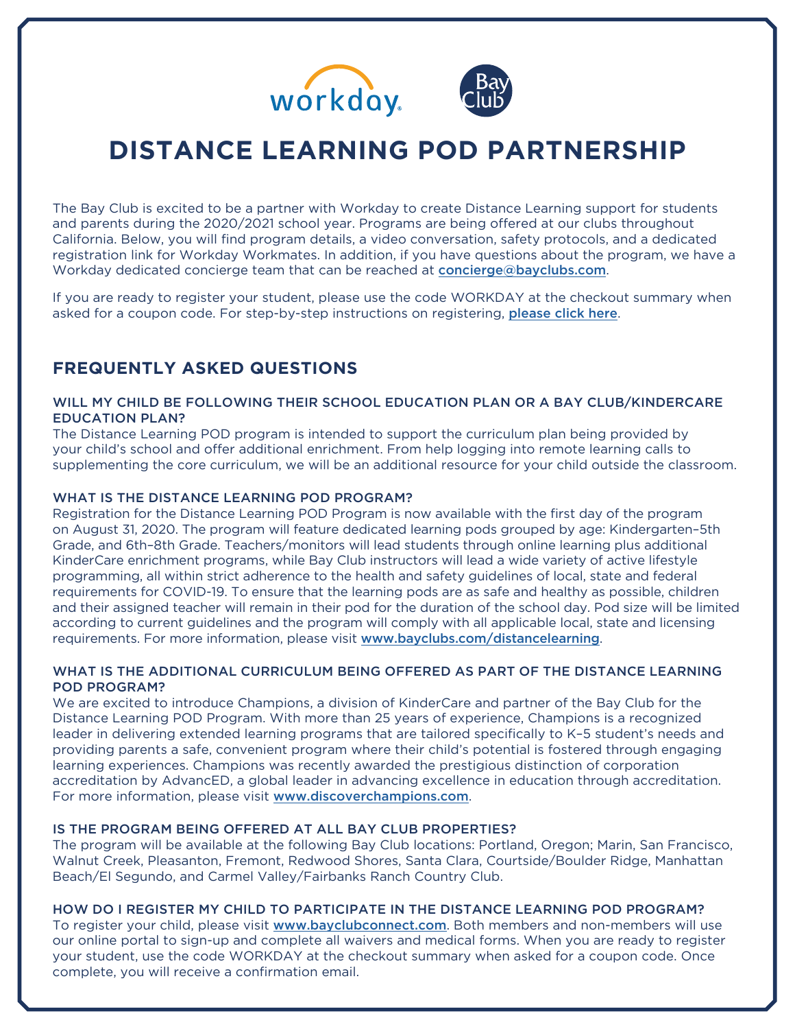# DISTANCE LEARNING POD PARTNERSHIP

The Bay Club is excited to be a partner with Workday to create Distance Learning support for students and parents during the 2020/2021 school year. Programs are being offered at our clubs throughout California. Below, you will find program details, a video conversation, safety protocols, and a dedicated registration link for Workday Workmates. In addition, if you have questions about the program, we have a Workday dedicated concierge team that can be reached at **concierge@bayclubs.com**.

If you are ready to register your student, please use the code WORKDAY at the checkout summary when asked for a coupon code. For step-by-step instructions on registering, **please click here**.

## FREQUENTLY ASKED QUESTIONS

### WILL MY CHILD BE FOLLOWING THEIR SCHOOL EDUCATION PLAN OR A BAY CLUB/KINDERCARE EDUCATION PLAN?

The Distance Learning POD program is intended to support the curriculum plan being provided by your child's school and offer additional enrichment. From help logging into remote learning calls to supplementing the core curriculum, we will be an additional resource for your child outside the classroom.

### WHAT IS THE DISTANCE LEARNING POD PROGRAM?

Registration for the Distance Learning POD Program is now available with the first day of the program on August 31, 2020. The program will feature dedicated learning pods grouped by age: Kindergarten–5th Grade, and 6th–8th Grade. Teachers/monitors will lead students through online learning plus additional KinderCare enrichment programs, while Bay Club instructors will lead a wide variety of active lifestyle programming, all within strict adherence to the health and safety guidelines of local, state and federal requirements for COVID-19. To ensure that the learning pods are as safe and healthy as possible, children and their assigned teacher will remain in their pod for the duration of the school day. Pod size will be limited according to current guidelines and the program will comply with all applicable local, state and licensing requirements. For more information, please visit **www.bayclubs.com/distancelearning**.

### WHAT IS THE ADDITIONAL CURRICULUM BEING OFFERED AS PART OF THE DISTANCE LEARNING POD PROGRAM?

We are excited to introduce Champions, a division of KinderCare and partner of the Bay Club for the Distance Learning POD Program. With more than 25 years of experience, Champions is a recognized leader in delivering extended learning programs that are tailored specifically to K–5 student's needs and providing parents a safe, convenient program where their child's potential is fostered through engaging learning experiences. Champions was recently awarded the prestigious distinction of corporation accreditation by AdvancED, a global leader in advancing excellence in education through accreditation. For more information, please visit **www.discoverchampions.com**.

### IS THE PROGRAM BEING OFFERED AT ALL BAY CLUB PROPERTIES?

The program will be available at the following Bay Club locations: Portland, Oregon; Marin, San Francisco, Walnut Creek, Pleasanton, Fremont, Redwood Shores, Santa Clara, Courtside/Boulder Ridge, Manhattan Beach/El Segundo, and Carmel Valley/Fairbanks Ranch Country Club.

### HOW DO I REGISTER MY CHILD TO PARTICIPATE IN THE DISTANCE LEARNING POD PROGRAM?

To register your child, please visit **www.bayclubconnect.com**. Both members and non-members will use our online portal to sign-up and complete all waivers and medical forms. When you are ready to register your student, use the code WORKDAY at the checkout summary when asked for a coupon code. Once complete, you will receive a confirmation email.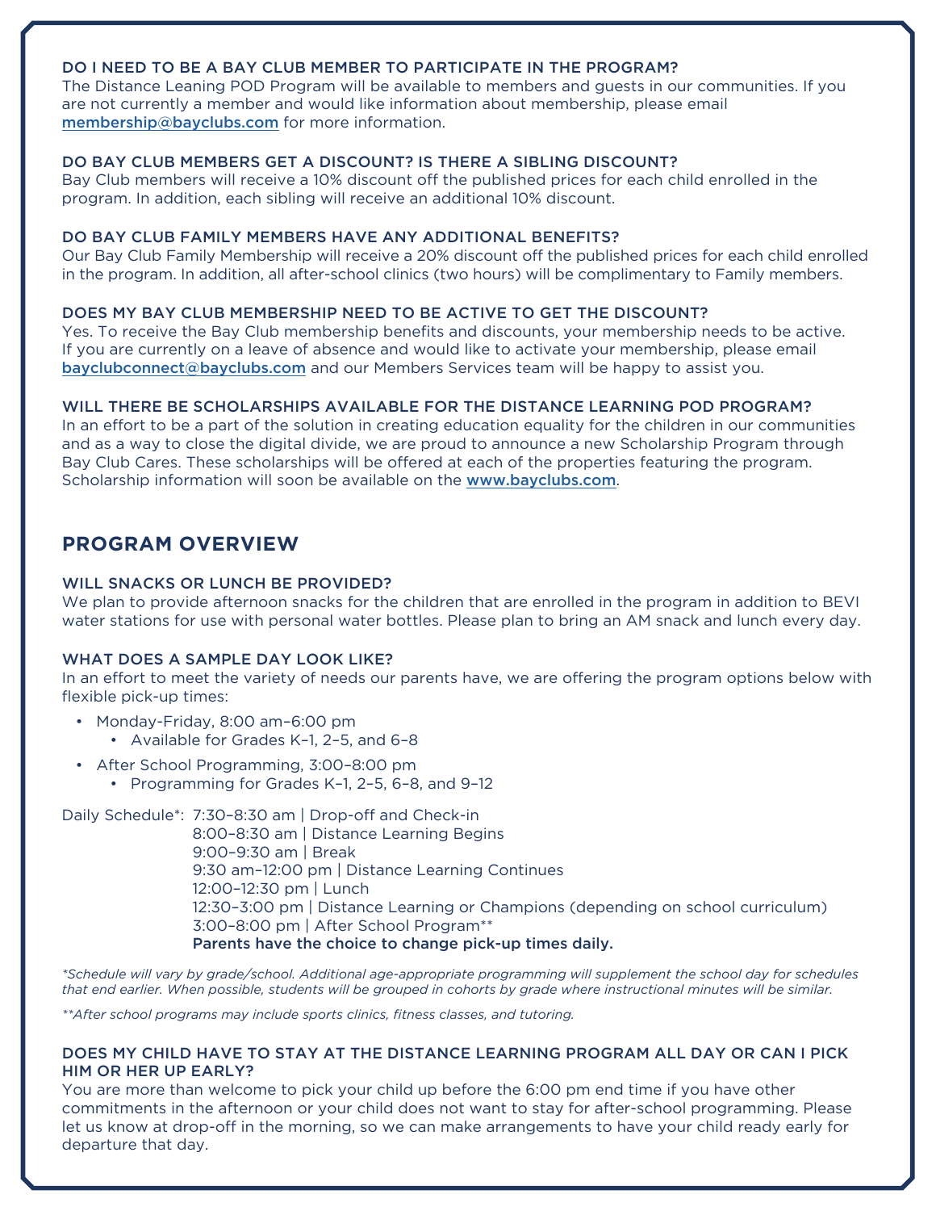### DO I NEED TO BE A BAY CLUB MEMBER TO PARTICIPATE IN THE PROGRAM?

The Distance Leaning POD Program will be available to members and guests in our communities. If you are not currently a member and would like information about membership, please email membership@bayclubs.com for more information.

### DO BAY CLUB MEMBERS GET A DISCOUNT? IS THERE A SIBLING DISCOUNT?

Bay Club members will receive a 10% discount off the published prices for each child enrolled in the program. In addition, each sibling will receive an additional 10% discount.

### DO BAY CLUB FAMILY MEMBERS HAVE ANY ADDITIONAL BENEFITS?

Our Bay Club Family Membership will receive a 20% discount off the published prices for each child enrolled in the program. In addition, all after-school clinics (two hours) will be complimentary to Family members.

### DOES MY BAY CLUB MEMBERSHIP NEED TO BE ACTIVE TO GET THE DISCOUNT?

Yes. To receive the Bay Club membership benefits and discounts, your membership needs to be active. If you are currently on a leave of absence and would like to activate your membership, please email bayclubconnect@bayclubs.com and our Members Services team will be happy to assist you.

### WILL THERE BE SCHOLARSHIPS AVAILABLE FOR THE DISTANCE LEARNING POD PROGRAM?

In an effort to be a part of the solution in creating education equality for the children in our communities and as a way to close the digital divide, we are proud to announce a new Scholarship Program through Bay Club Cares. These scholarships will be offered at each of the properties featuring the program. Scholarship information will soon be available on the www.bayclubs.com.

## PROGRAM OVERVIEW

### WILL SNACKS OR LUNCH BE PROVIDED?

We plan to provide afternoon snacks for the children that are enrolled in the program in addition to BEVI water stations for use with personal water bottles. Please plan to bring an AM snack and lunch every day.

### WHAT DOES A SAMPLE DAY LOOK LIKE?

In an effort to meet the variety of needs our parents have, we are offering the program options below with flexible pick-up times:

- Monday-Friday, 8:00 am–6:00 pm
  - Available for Grades K–1, 2–5, and 6–8
- After School Programming, 3:00–8:00 pm
  - Programming for Grades K–1, 2–5, 6–8, and 9–12

Daily Schedule*:
7:30–8:30 am | Drop-off and Check-in
8:00–8:30 am | Distance Learning Begins
9:00–9:30 am | Break
9:30 am–12:00 pm | Distance Learning Continues
12:00–12:30 pm | Lunch
12:30–3:00 pm | Distance Learning or Champions (depending on school curriculum)
3:00–8:00 pm | After School Program**
**Parents have the choice to change pick-up times daily.**

*\*Schedule will vary by grade/school. Additional age-appropriate programming will supplement the school day for schedules that end earlier. When possible, students will be grouped in cohorts by grade where instructional minutes will be similar.*

*\*\*After school programs may include sports clinics, fitness classes, and tutoring.*

### DOES MY CHILD HAVE TO STAY AT THE DISTANCE LEARNING PROGRAM ALL DAY OR CAN I PICK HIM OR HER UP EARLY?

You are more than welcome to pick your child up before the 6:00 pm end time if you have other commitments in the afternoon or your child does not want to stay for after-school programming. Please let us know at drop-off in the morning, so we can make arrangements to have your child ready early for departure that day.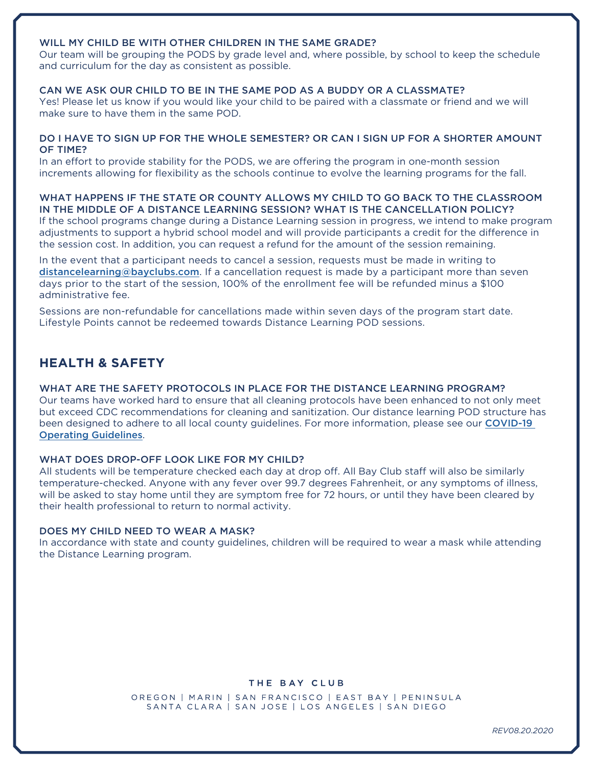**WILL MY CHILD BE WITH OTHER CHILDREN IN THE SAME GRADE?**

Our team will be grouping the PODS by grade level and, where possible, by school to keep the schedule and curriculum for the day as consistent as possible.

**CAN WE ASK OUR CHILD TO BE IN THE SAME POD AS A BUDDY OR A CLASSMATE?**

Yes! Please let us know if you would like your child to be paired with a classmate or friend and we will make sure to have them in the same POD.

**DO I HAVE TO SIGN UP FOR THE WHOLE SEMESTER? OR CAN I SIGN UP FOR A SHORTER AMOUNT OF TIME?**

In an effort to provide stability for the PODS, we are offering the program in one-month session increments allowing for flexibility as the schools continue to evolve the learning programs for the fall.

**WHAT HAPPENS IF THE STATE OR COUNTY ALLOWS MY CHILD TO GO BACK TO THE CLASSROOM IN THE MIDDLE OF A DISTANCE LEARNING SESSION? WHAT IS THE CANCELLATION POLICY?**

If the school programs change during a Distance Learning session in progress, we intend to make program adjustments to support a hybrid school model and will provide participants a credit for the difference in the session cost. In addition, you can request a refund for the amount of the session remaining.

In the event that a participant needs to cancel a session, requests must be made in writing to **distancelearning@bayclubs.com**. If a cancellation request is made by a participant more than seven days prior to the start of the session, 100% of the enrollment fee will be refunded minus a $100 administrative fee.

Sessions are non-refundable for cancellations made within seven days of the program start date. Lifestyle Points cannot be redeemed towards Distance Learning POD sessions.

## HEALTH & SAFETY

**WHAT ARE THE SAFETY PROTOCOLS IN PLACE FOR THE DISTANCE LEARNING PROGRAM?**

Our teams have worked hard to ensure that all cleaning protocols have been enhanced to not only meet but exceed CDC recommendations for cleaning and sanitization. Our distance learning POD structure has been designed to adhere to all local county guidelines. For more information, please see our **COVID-19 Operating Guidelines**.

**WHAT DOES DROP-OFF LOOK LIKE FOR MY CHILD?**

All students will be temperature checked each day at drop off. All Bay Club staff will also be similarly temperature-checked. Anyone with any fever over 99.7 degrees Fahrenheit, or any symptoms of illness, will be asked to stay home until they are symptom free for 72 hours, or until they have been cleared by their health professional to return to normal activity.

**DOES MY CHILD NEED TO WEAR A MASK?**

In accordance with state and county guidelines, children will be required to wear a mask while attending the Distance Learning program.

THE BAY CLUB

OREGON | MARIN | SAN FRANCISCO | EAST BAY | PENINSULA
SANTA CLARA | SAN JOSE | LOS ANGELES | SAN DIEGO

*REV08.20.2020*